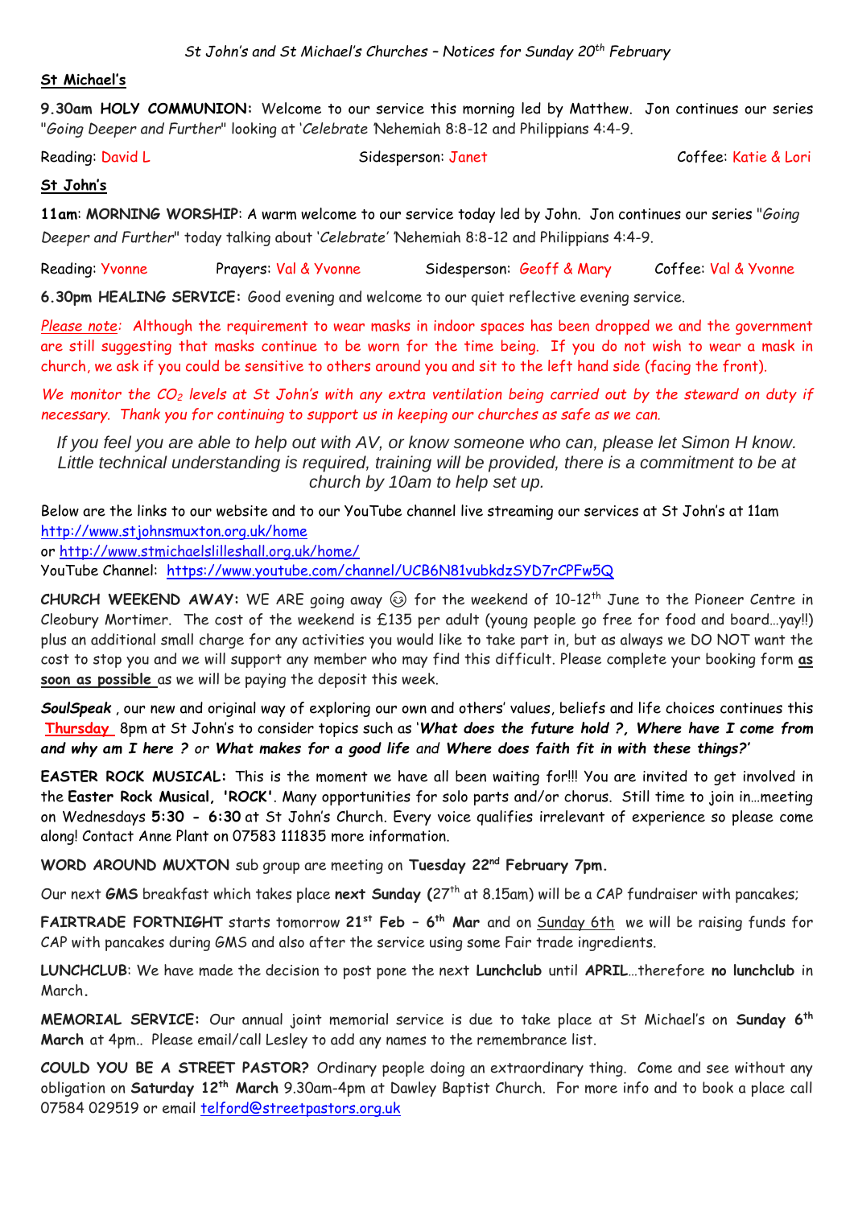*St John's and St Michael's Churches – Notices for Sunday 20th February*

**St Michael's**

**9.30am HOLY COMMUNION:** Welcome to our service this morning led by Matthew. Jon continues our series "*Going Deeper and Further*" looking at '*Celebrate* 'Nehemiah 8:8-12 and Philippians 4:4-9.

Reading: David L  Sidesperson: Janet  Coffee: Katie & Lori

**St John's**

**11am**: **MORNING WORSHIP**: A warm welcome to our service today led by John. Jon continues our series "*Going Deeper and Further*" today talking about '*Celebrate*' 'Nehemiah 8:8-12 and Philippians 4:4-9.

Reading: Yvonne  Prayers: Val & Yvonne  Sidesperson: Geoff & Mary  Coffee: Val & Yvonne

**6.30pm HEALING SERVICE:** Good evening and welcome to our quiet reflective evening service.

*Please note:* Although the requirement to wear masks in indoor spaces has been dropped we and the government are still suggesting that masks continue to be worn for the time being. If you do not wish to wear a mask in church, we ask if you could be sensitive to others around you and sit to the left hand side (facing the front).

*We monitor the $CO_2$ levels at St John's with any extra ventilation being carried out by the steward on duty if necessary. Thank you for continuing to support us in keeping our churches as safe as we can.*

*If you feel you are able to help out with AV, or know someone who can, please let Simon H know. Little technical understanding is required, training will be provided, there is a commitment to be at church by 10am to help set up.*

Below are the links to our website and to our YouTube channel live streaming our services at St John's at 11am
http://www.stjohnsmuxton.org.uk/home
or http://www.stmichaelslilleshall.org.uk/home/
YouTube Channel: https://www.youtube.com/channel/UCB6N81vubkdzSYD7rCPFw5Q

**CHURCH WEEKEND AWAY:** WE ARE going away ☺ for the weekend of 10-12th June to the Pioneer Centre in Cleobury Mortimer. The cost of the weekend is £135 per adult (young people go free for food and board…yay!!) plus an additional small charge for any activities you would like to take part in, but as always we DO NOT want the cost to stop you and we will support any member who may find this difficult. Please complete your booking form **as soon as possible** as we will be paying the deposit this week.

***SoulSpeak***, our new and original way of exploring our own and others' values, beliefs and life choices continues this **Thursday** 8pm at St John's to consider topics such as '***What does the future hold ?, Where have I come from and why am I here ?*** *or* ***What makes for a good life*** *and* ***Where does faith fit in with these things?***'

**EASTER ROCK MUSICAL:** This is the moment we have all been waiting for!!! You are invited to get involved in the **Easter Rock Musical, 'ROCK'**. Many opportunities for solo parts and/or chorus. Still time to join in…meeting on Wednesdays **5:30 - 6:30** at St John's Church. Every voice qualifies irrelevant of experience so please come along! Contact Anne Plant on 07583 111835 more information.

**WORD AROUND MUXTON** sub group are meeting on **Tuesday 22nd February 7pm.**

Our next **GMS** breakfast which takes place **next Sunday** (27th at 8.15am) will be a CAP fundraiser with pancakes;

**FAIRTRADE FORTNIGHT** starts tomorrow **21st Feb – 6th Mar** and on Sunday 6th we will be raising funds for CAP with pancakes during GMS and also after the service using some Fair trade ingredients.

**LUNCHCLUB**: We have made the decision to post pone the next **Lunchclub** until **APRIL**…therefore **no lunchclub** in March.

**MEMORIAL SERVICE:** Our annual joint memorial service is due to take place at St Michael's on **Sunday 6th March** at 4pm.. Please email/call Lesley to add any names to the remembrance list.

**COULD YOU BE A STREET PASTOR?** Ordinary people doing an extraordinary thing. Come and see without any obligation on **Saturday 12th March** 9.30am-4pm at Dawley Baptist Church. For more info and to book a place call 07584 029519 or email telford@streetpastors.org.uk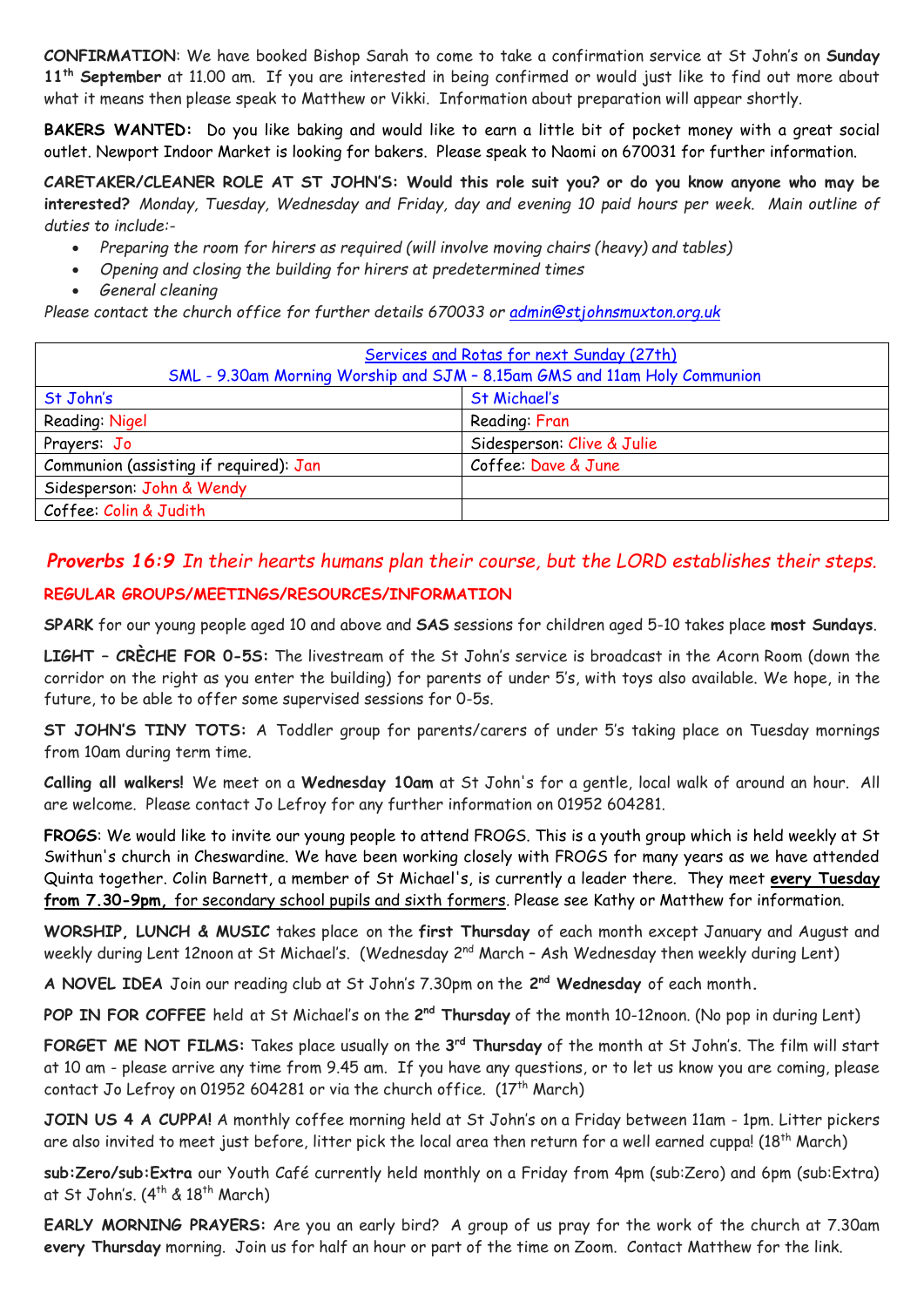**CONFIRMATION**: We have booked Bishop Sarah to come to take a confirmation service at St John's on **Sunday 11th September** at 11.00 am. If you are interested in being confirmed or would just like to find out more about what it means then please speak to Matthew or Vikki. Information about preparation will appear shortly.

**BAKERS WANTED:** Do you like baking and would like to earn a little bit of pocket money with a great social outlet. Newport Indoor Market is looking for bakers. Please speak to Naomi on 670031 for further information.

**CARETAKER/CLEANER ROLE AT ST JOHN'S: Would this role suit you? or do you know anyone who may be interested?** *Monday, Tuesday, Wednesday and Friday, day and evening 10 paid hours per week. Main outline of duties to include:-*

- *Preparing the room for hirers as required (will involve moving chairs (heavy) and tables)*
- *Opening and closing the building for hirers at predetermined times*
- *General cleaning*

*Please contact the church office for further details 670033 or admin@stjohnsmuxton.org.uk*

| Services and Rotas for next Sunday (27th)<br>SML - 9.30am Morning Worship and SJM – 8.15am GMS and 11am Holy Communion | |
|---|---|
| St John's | St Michael's |
| Reading: Nigel | Reading: Fran |
| Prayers: Jo | Sidesperson: Clive & Julie |
| Communion (assisting if required): Jan | Coffee: Dave & June |
| Sidesperson: John & Wendy | |
| Coffee: Colin & Judith | |

***Proverbs 16:9** In their hearts humans plan their course, but the LORD establishes their steps.*

## REGULAR GROUPS/MEETINGS/RESOURCES/INFORMATION

**SPARK** for our young people aged 10 and above and **SAS** sessions for children aged 5-10 takes place **most Sundays**.

**LIGHT – CRÈCHE FOR 0-5S:** The livestream of the St John's service is broadcast in the Acorn Room (down the corridor on the right as you enter the building) for parents of under 5's, with toys also available. We hope, in the future, to be able to offer some supervised sessions for 0-5s.

**ST JOHN'S TINY TOTS:** A Toddler group for parents/carers of under 5's taking place on Tuesday mornings from 10am during term time.

**Calling all walkers!** We meet on a **Wednesday 10am** at St John's for a gentle, local walk of around an hour. All are welcome. Please contact Jo Lefroy for any further information on 01952 604281.

**FROGS**: We would like to invite our young people to attend FROGS. This is a youth group which is held weekly at St Swithun's church in Cheswardine. We have been working closely with FROGS for many years as we have attended Quinta together. Colin Barnett, a member of St Michael's, is currently a leader there. They meet **every Tuesday from 7.30-9pm,** for secondary school pupils and sixth formers. Please see Kathy or Matthew for information.

**WORSHIP, LUNCH & MUSIC** takes place on the **first Thursday** of each month except January and August and weekly during Lent 12noon at St Michael's. (Wednesday 2nd March – Ash Wednesday then weekly during Lent)

**A NOVEL IDEA** Join our reading club at St John's 7.30pm on the **2nd Wednesday** of each month.

**POP IN FOR COFFEE** held at St Michael's on the **2nd Thursday** of the month 10-12noon. (No pop in during Lent)

**FORGET ME NOT FILMS:** Takes place usually on the **3rd Thursday** of the month at St John's. The film will start at 10 am - please arrive any time from 9.45 am. If you have any questions, or to let us know you are coming, please contact Jo Lefroy on 01952 604281 or via the church office. (17th March)

**JOIN US 4 A CUPPA!** A monthly coffee morning held at St John's on a Friday between 11am - 1pm. Litter pickers are also invited to meet just before, litter pick the local area then return for a well earned cuppa! (18th March)

**sub:Zero/sub:Extra** our Youth Café currently held monthly on a Friday from 4pm (sub:Zero) and 6pm (sub:Extra) at St John's. (4th & 18th March)

**EARLY MORNING PRAYERS:** Are you an early bird? A group of us pray for the work of the church at 7.30am **every Thursday** morning. Join us for half an hour or part of the time on Zoom. Contact Matthew for the link.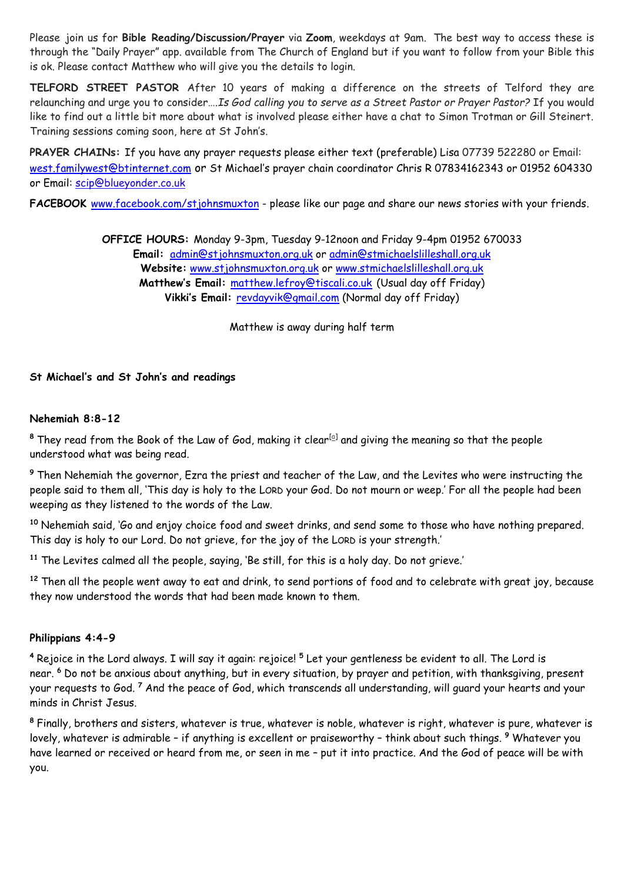Please join us for **Bible Reading/Discussion/Prayer** via **Zoom**, weekdays at 9am. The best way to access these is through the "Daily Prayer" app. available from The Church of England but if you want to follow from your Bible this is ok. Please contact Matthew who will give you the details to login.

**TELFORD STREET PASTOR** After 10 years of making a difference on the streets of Telford they are relaunching and urge you to consider….*Is God calling you to serve as a Street Pastor or Prayer Pastor?* If you would like to find out a little bit more about what is involved please either have a chat to Simon Trotman or Gill Steinert. Training sessions coming soon, here at St John's.

**PRAYER CHAINs:** If you have any prayer requests please either text (preferable) Lisa 07739 522280 or Email: west.familywest@btinternet.com or St Michael's prayer chain coordinator Chris R 07834162343 or 01952 604330 or Email: scip@blueyonder.co.uk

**FACEBOOK** www.facebook.com/stjohnsmuxton - please like our page and share our news stories with your friends.

**OFFICE HOURS:** Monday 9-3pm, Tuesday 9-12noon and Friday 9-4pm 01952 670033
**Email:** admin@stjohnsmuxton.org.uk or admin@stmichaelslilleshall.org.uk
**Website:** www.stjohnsmuxton.org.uk or www.stmichaelslilleshall.org.uk
**Matthew's Email:** matthew.lefroy@tiscali.co.uk (Usual day off Friday)
**Vikki's Email:** revdayvik@gmail.com (Normal day off Friday)

Matthew is away during half term

**St Michael's and St John's and readings**

**Nehemiah 8:8-12**

8 They read from the Book of the Law of God, making it clear[a] and giving the meaning so that the people understood what was being read.

9 Then Nehemiah the governor, Ezra the priest and teacher of the Law, and the Levites who were instructing the people said to them all, 'This day is holy to the LORD your God. Do not mourn or weep.' For all the people had been weeping as they listened to the words of the Law.

10 Nehemiah said, 'Go and enjoy choice food and sweet drinks, and send some to those who have nothing prepared. This day is holy to our Lord. Do not grieve, for the joy of the LORD is your strength.'

11 The Levites calmed all the people, saying, 'Be still, for this is a holy day. Do not grieve.'

12 Then all the people went away to eat and drink, to send portions of food and to celebrate with great joy, because they now understood the words that had been made known to them.

**Philippians 4:4-9**

4 Rejoice in the Lord always. I will say it again: rejoice! 5 Let your gentleness be evident to all. The Lord is near. 6 Do not be anxious about anything, but in every situation, by prayer and petition, with thanksgiving, present your requests to God. 7 And the peace of God, which transcends all understanding, will guard your hearts and your minds in Christ Jesus.

8 Finally, brothers and sisters, whatever is true, whatever is noble, whatever is right, whatever is pure, whatever is lovely, whatever is admirable – if anything is excellent or praiseworthy – think about such things. 9 Whatever you have learned or received or heard from me, or seen in me – put it into practice. And the God of peace will be with you.